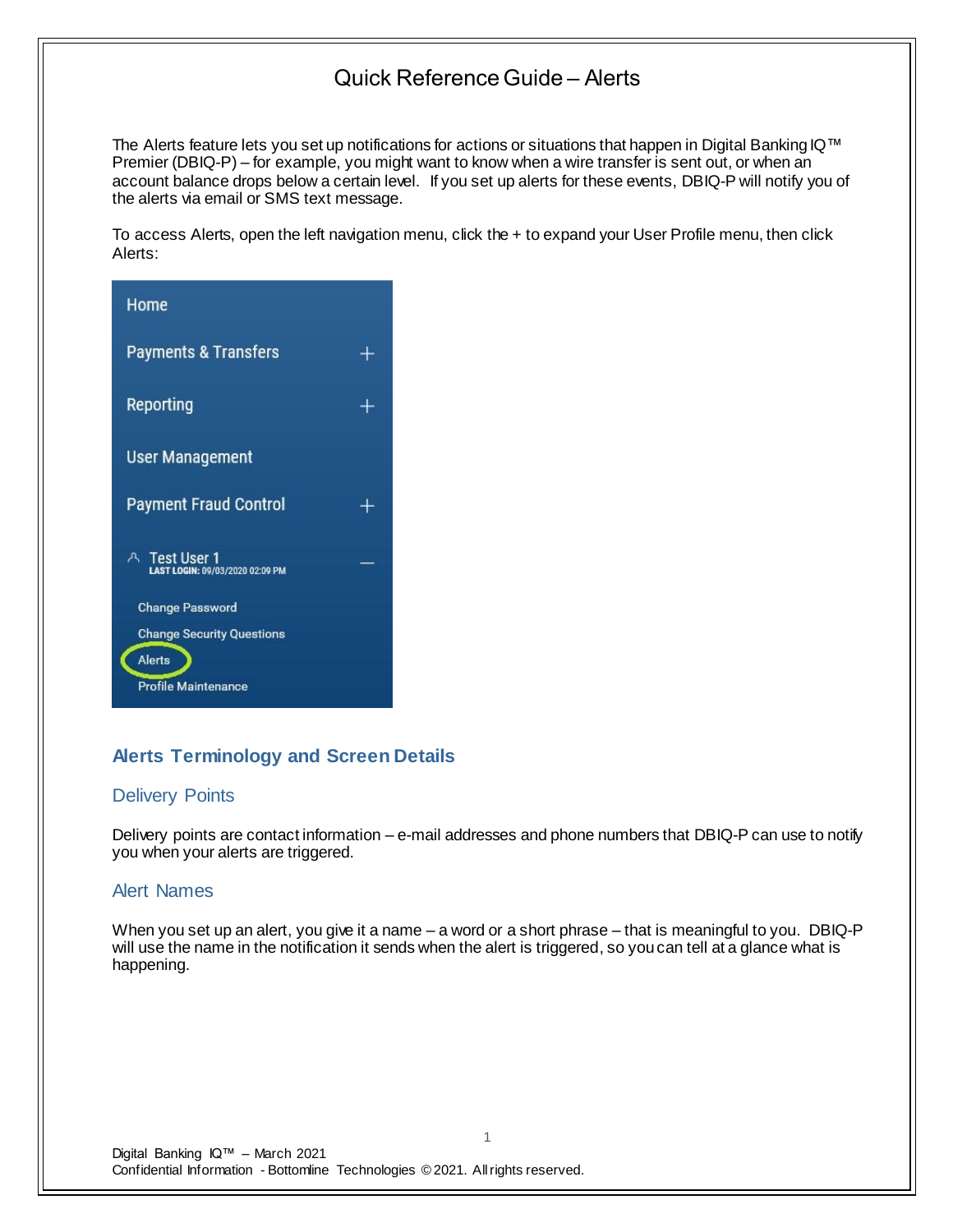# Quick Reference Guide – Alerts

The Alerts feature lets you set up notifications for actions or situations that happen in Digital Banking IQ™ Premier (DBIQ-P) – for example, you might want to know when a wire transfer is sent out, or when an account balance drops below a certain level. If you set up alerts for these events, DBIQ-P will notify you of the alerts via email or SMS text message.

To access Alerts, open the left navigation menu, click the + to expand your User Profile menu, then click Alerts:

## Alerts Terminology and Screen Details

### Delivery Points

Delivery points are contact information – e-mail addresses and phone numbers that DBIQ-P can use to notify you when your alerts are triggered.

### Alert Names

When you set up an alert, you give it a name – a word or a short phrase – that is meaningful to you. DBIQ-P will use the name in the notification it sends when the alert is triggered, so you can tell at a glance what is happening.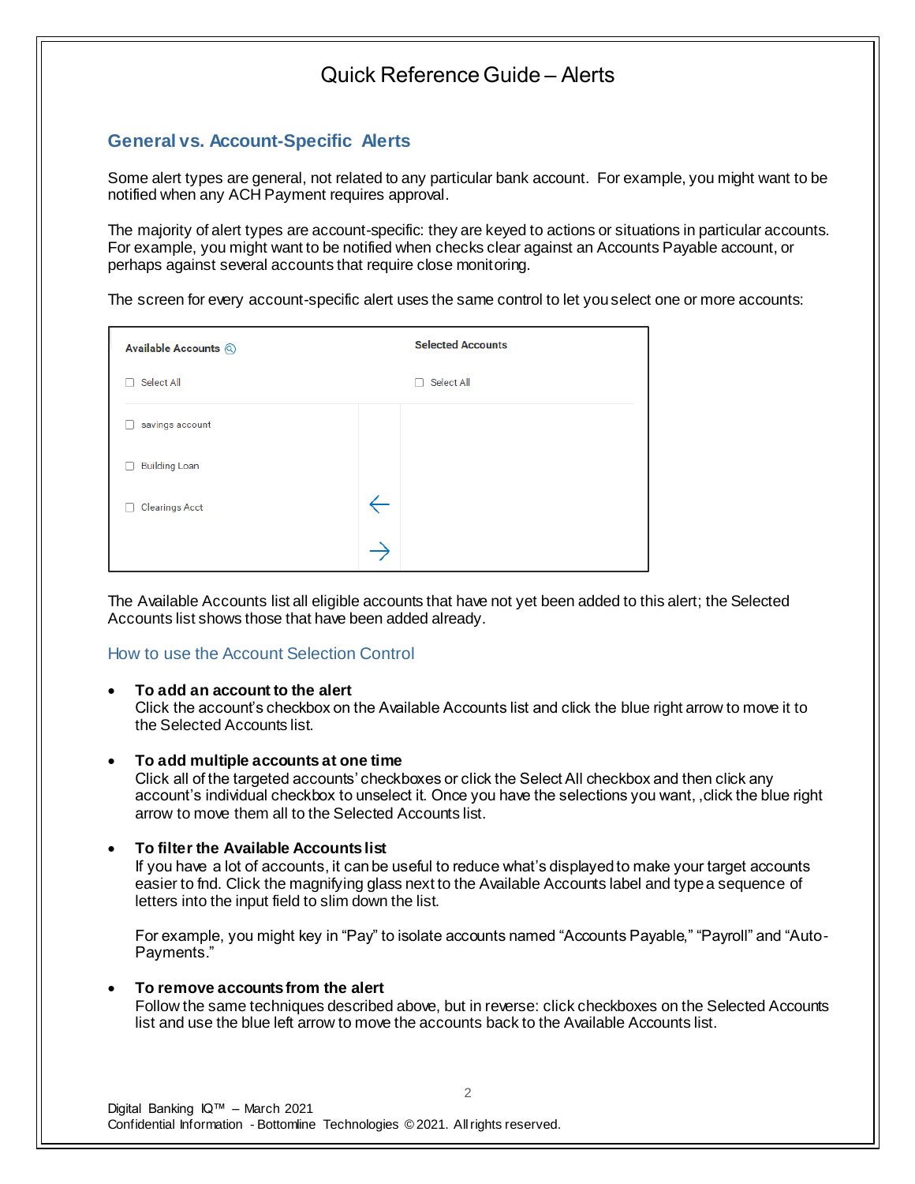# Quick Reference Guide – Alerts

## General vs. Account-Specific Alerts

Some alert types are general, not related to any particular bank account. For example, you might want to be notified when any ACH Payment requires approval.

The majority of alert types are account-specific: they are keyed to actions or situations in particular accounts. For example, you might want to be notified when checks clear against an Accounts Payable account, or perhaps against several accounts that require close monitoring.

The screen for every account-specific alert uses the same control to let you select one or more accounts:

| Available Accounts | | Selected Accounts |
|---|---|---|
| ☐ Select All | | ☐ Select All |
| ☐ savings account | | |
| ☐ Building Loan | | |
| ☐ Clearings Acct | ← | |
| | → | |

The Available Accounts list all eligible accounts that have not yet been added to this alert; the Selected Accounts list shows those that have been added already.

### How to use the Account Selection Control

- **To add an account to the alert**
  Click the account's checkbox on the Available Accounts list and click the blue right arrow to move it to the Selected Accounts list.

- **To add multiple accounts at one time**
  Click all of the targeted accounts' checkboxes or click the Select All checkbox and then click any account's individual checkbox to unselect it. Once you have the selections you want, ,click the blue right arrow to move them all to the Selected Accounts list.

- **To filter the Available Accounts list**
  If you have a lot of accounts, it can be useful to reduce what's displayed to make your target accounts easier to fnd. Click the magnifying glass next to the Available Accounts label and type a sequence of letters into the input field to slim down the list.

  For example, you might key in "Pay" to isolate accounts named "Accounts Payable," "Payroll" and "Auto-Payments."

- **To remove accounts from the alert**
  Follow the same techniques described above, but in reverse: click checkboxes on the Selected Accounts list and use the blue left arrow to move the accounts back to the Available Accounts list.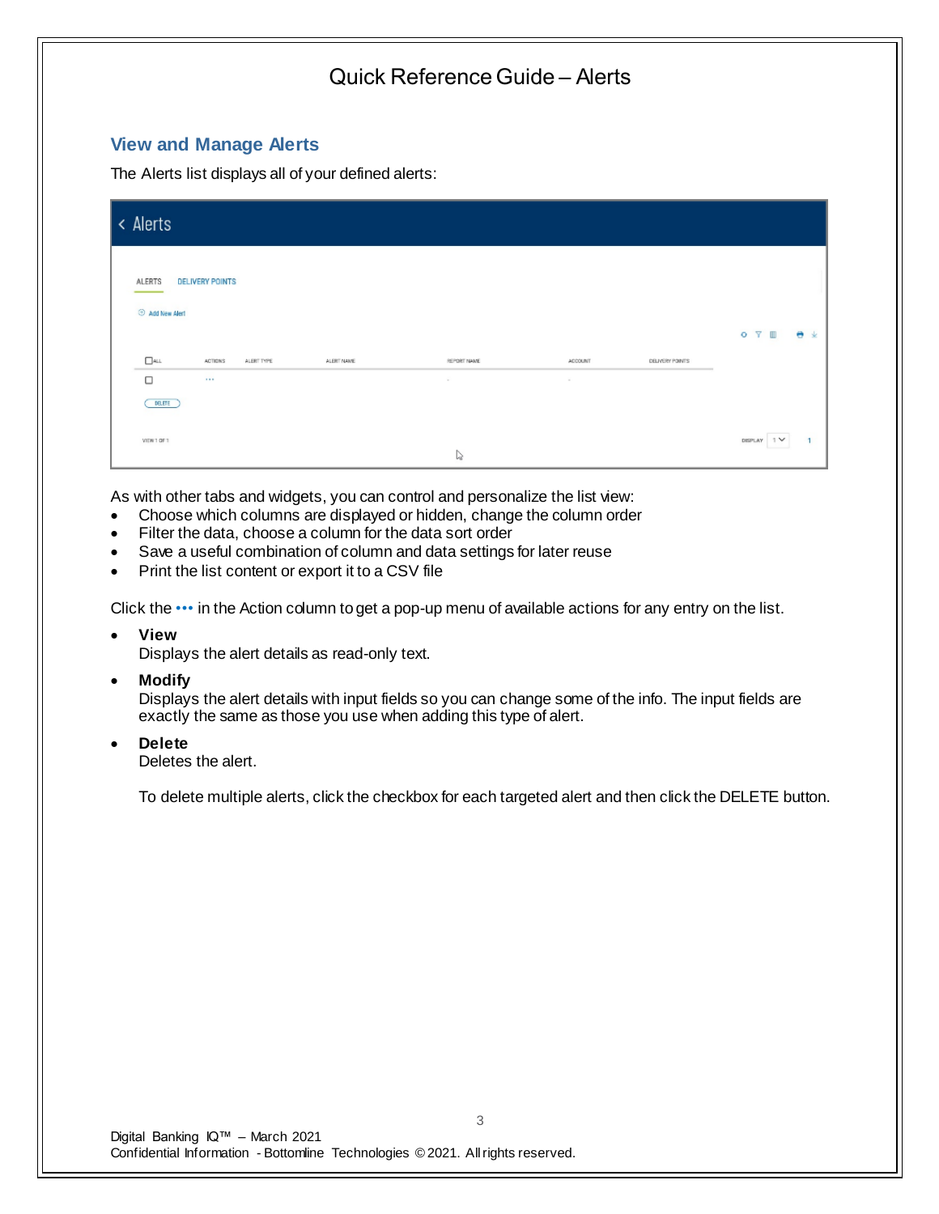## View and Manage Alerts

The Alerts list displays all of your defined alerts:

As with other tabs and widgets, you can control and personalize the list view:

- Choose which columns are displayed or hidden, change the column order
- Filter the data, choose a column for the data sort order
- Save a useful combination of column and data settings for later reuse
- Print the list content or export it to a CSV file

Click the ••• in the Action column to get a pop-up menu of available actions for any entry on the list.

- **View**
  Displays the alert details as read-only text.
- **Modify**
  Displays the alert details with input fields so you can change some of the info. The input fields are exactly the same as those you use when adding this type of alert.
- **Delete**
  Deletes the alert.

  To delete multiple alerts, click the checkbox for each targeted alert and then click the DELETE button.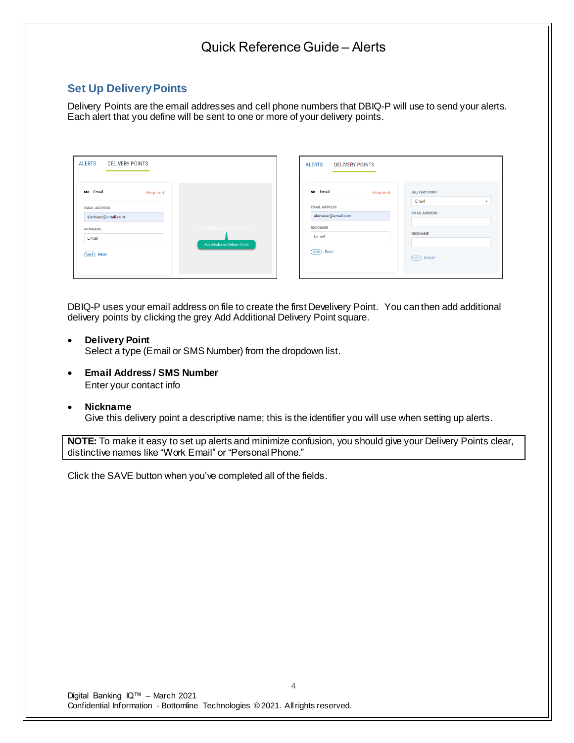## Set Up Delivery Points

Delivery Points are the email addresses and cell phone numbers that DBIQ-P will use to send your alerts. Each alert that you define will be sent to one or more of your delivery points.

DBIQ-P uses your email address on file to create the first Develivery Point. You can then add additional delivery points by clicking the grey Add Additional Delivery Point square.

- **Delivery Point**
  Select a type (Email or SMS Number) from the dropdown list.
- **Email Address / SMS Number**
  Enter your contact info
- **Nickname**
  Give this delivery point a descriptive name; this is the identifier you will use when setting up alerts.

**NOTE:** To make it easy to set up alerts and minimize confusion, you should give your Delivery Points clear, distinctive names like "Work Email" or "Personal Phone."

Click the SAVE button when you've completed all of the fields.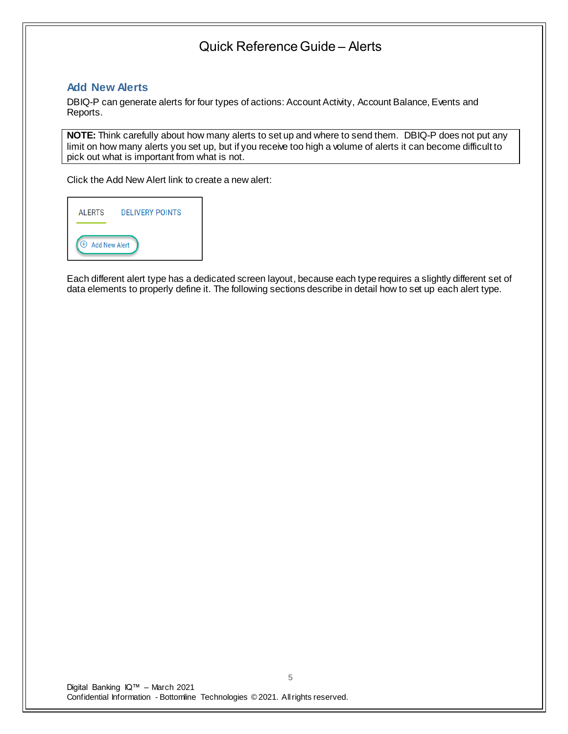## Add New Alerts

DBIQ-P can generate alerts for four types of actions: Account Activity, Account Balance, Events and Reports.

> **NOTE:** Think carefully about how many alerts to set up and where to send them. DBIQ-P does not put any limit on how many alerts you set up, but if you receive too high a volume of alerts it can become difficult to pick out what is important from what is not.

Click the Add New Alert link to create a new alert:

ALERTS DELIVERY POINTS

Add New Alert

Each different alert type has a dedicated screen layout, because each type requires a slightly different set of data elements to properly define it. The following sections describe in detail how to set up each alert type.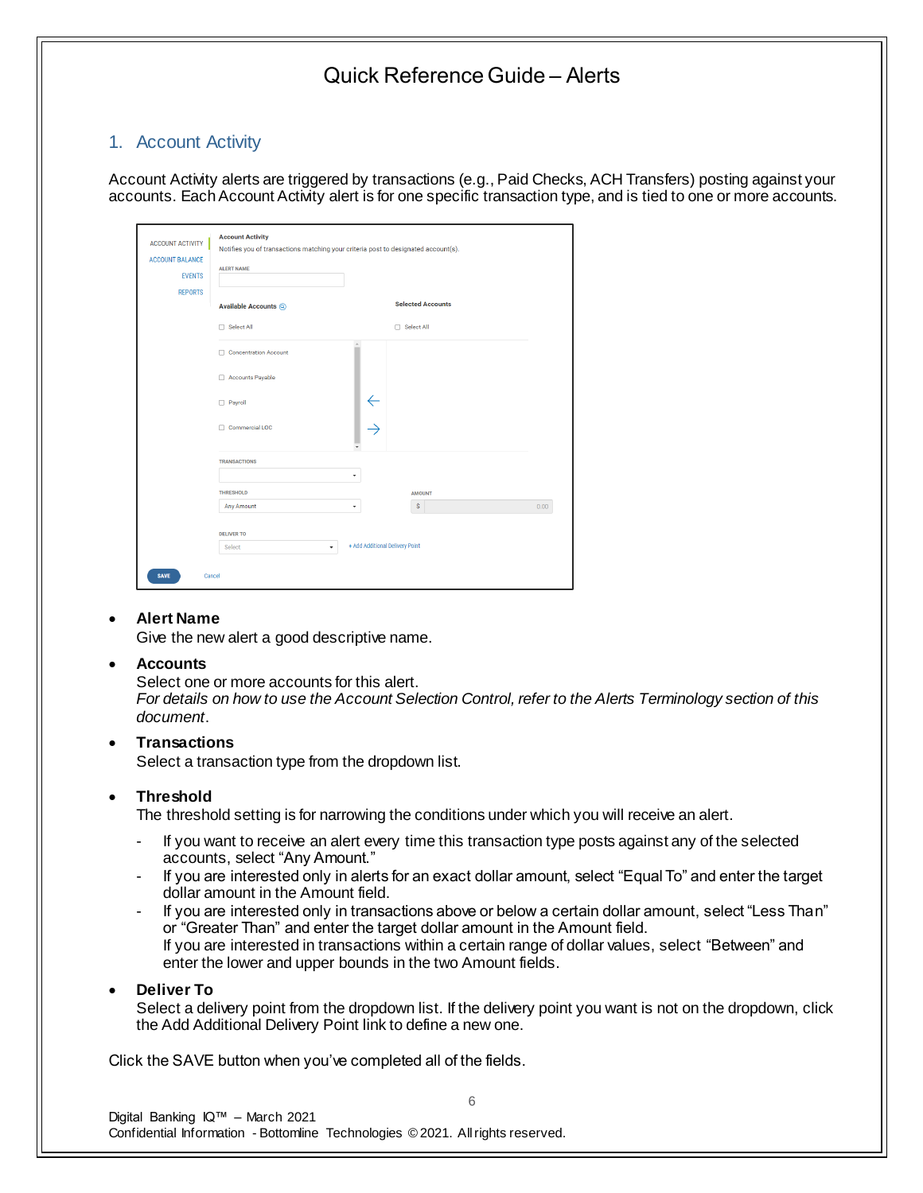# Quick Reference Guide – Alerts

## 1. Account Activity

Account Activity alerts are triggered by transactions (e.g., Paid Checks, ACH Transfers) posting against your accounts. Each Account Activity alert is for one specific transaction type, and is tied to one or more accounts.

- **Alert Name**
  Give the new alert a good descriptive name.
- **Accounts**
  Select one or more accounts for this alert.
  *For details on how to use the Account Selection Control, refer to the Alerts Terminology section of this document*.
- **Transactions**
  Select a transaction type from the dropdown list.
- **Threshold**
  The threshold setting is for narrowing the conditions under which you will receive an alert.
  - If you want to receive an alert every time this transaction type posts against any of the selected accounts, select "Any Amount."
  - If you are interested only in alerts for an exact dollar amount, select "Equal To" and enter the target dollar amount in the Amount field.
  - If you are interested only in transactions above or below a certain dollar amount, select "Less Than" or "Greater Than" and enter the target dollar amount in the Amount field.
    If you are interested in transactions within a certain range of dollar values, select "Between" and enter the lower and upper bounds in the two Amount fields.
- **Deliver To**
  Select a delivery point from the dropdown list. If the delivery point you want is not on the dropdown, click the Add Additional Delivery Point link to define a new one.

Click the SAVE button when you've completed all of the fields.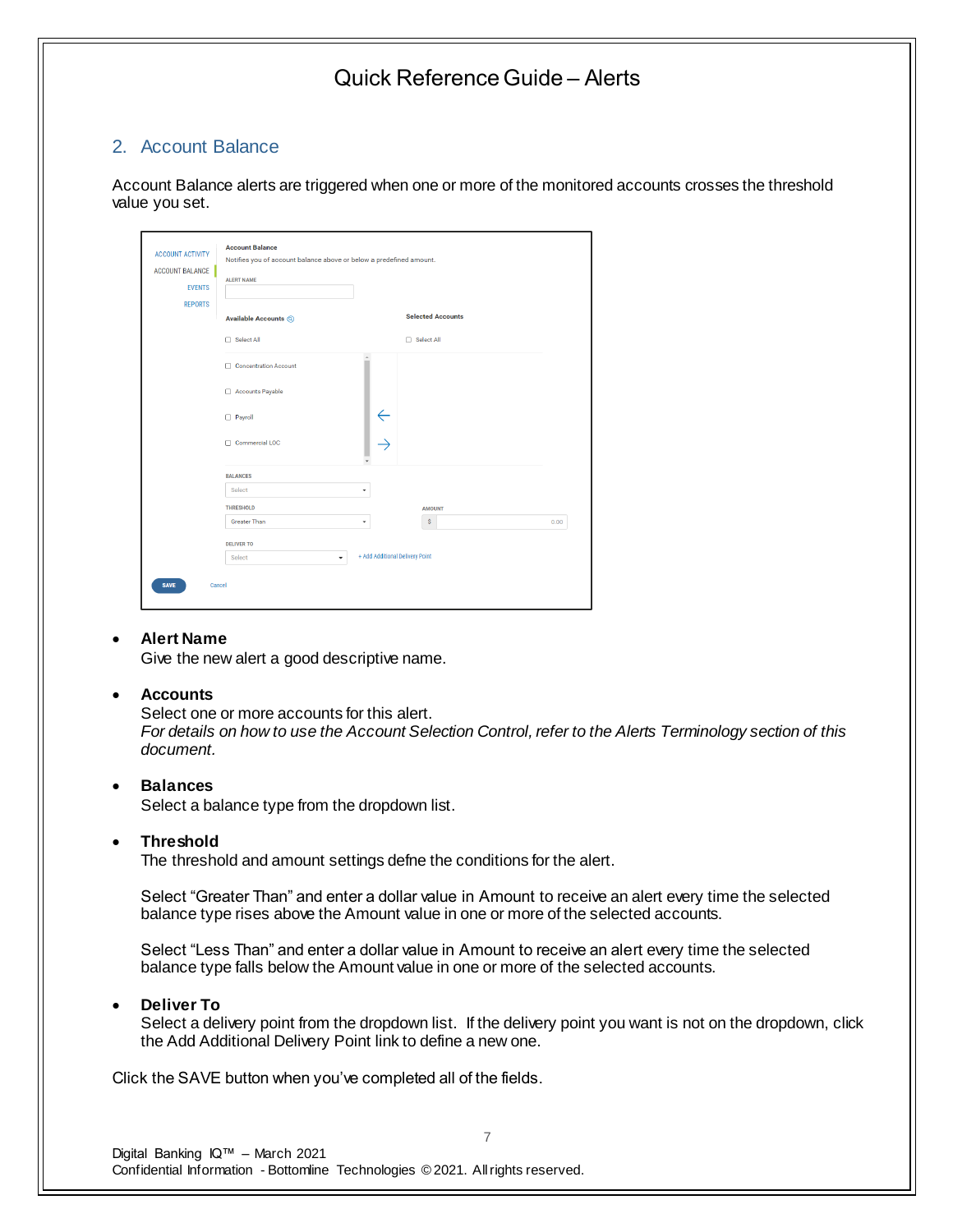## 2. Account Balance

Account Balance alerts are triggered when one or more of the monitored accounts crosses the threshold value you set.

- **Alert Name**
  Give the new alert a good descriptive name.

- **Accounts**
  Select one or more accounts for this alert.
  *For details on how to use the Account Selection Control, refer to the Alerts Terminology section of this document.*

- **Balances**
  Select a balance type from the dropdown list.

- **Threshold**
  The threshold and amount settings defne the conditions for the alert.

  Select "Greater Than" and enter a dollar value in Amount to receive an alert every time the selected balance type rises above the Amount value in one or more of the selected accounts.

  Select "Less Than" and enter a dollar value in Amount to receive an alert every time the selected balance type falls below the Amount value in one or more of the selected accounts.

- **Deliver To**
  Select a delivery point from the dropdown list. If the delivery point you want is not on the dropdown, click the Add Additional Delivery Point link to define a new one.

Click the SAVE button when you've completed all of the fields.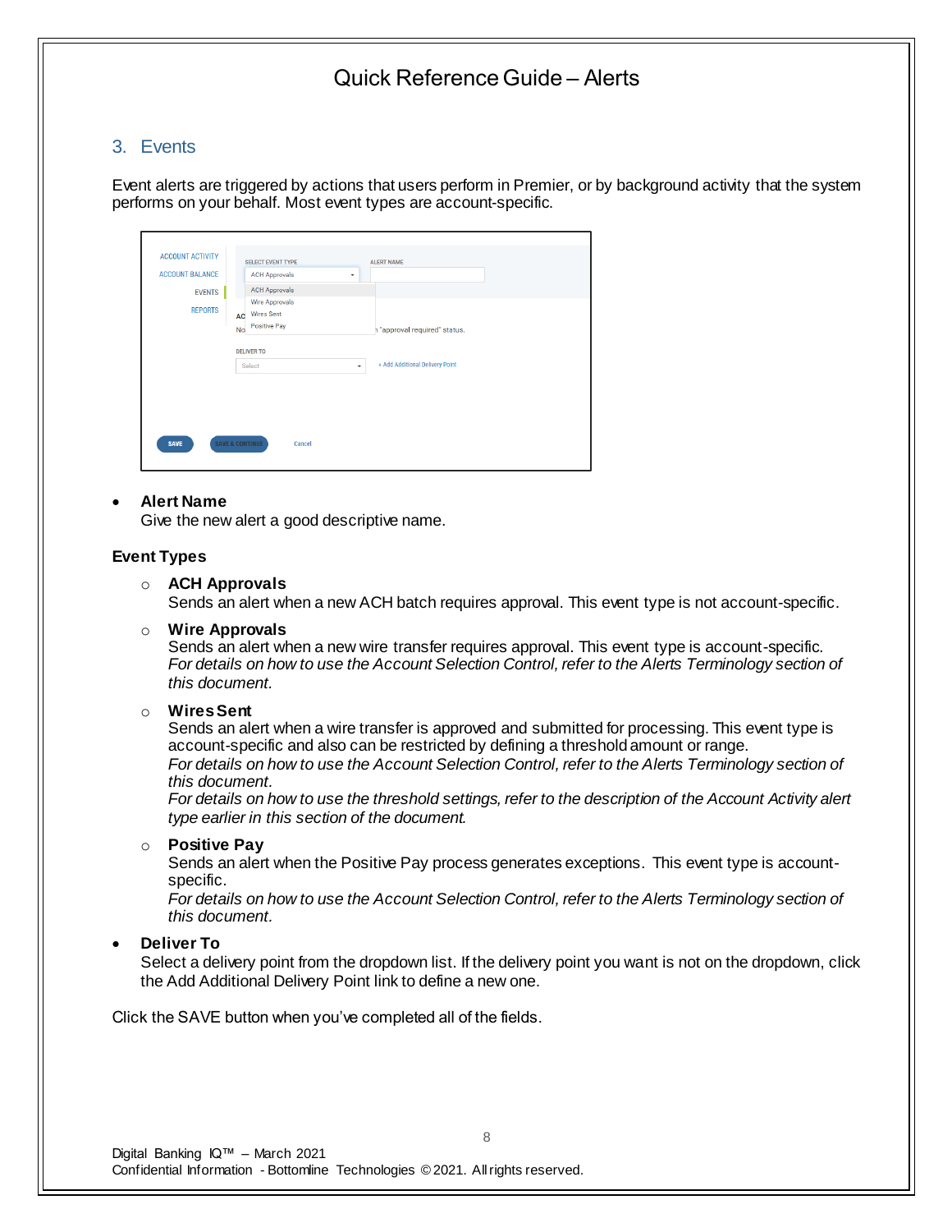## 3. Events

Event alerts are triggered by actions that users perform in Premier, or by background activity that the system performs on your behalf. Most event types are account-specific.

- **Alert Name**
  Give the new alert a good descriptive name.

**Event Types**

- **ACH Approvals**
  Sends an alert when a new ACH batch requires approval. This event type is not account-specific.

- **Wire Approvals**
  Sends an alert when a new wire transfer requires approval. This event type is account-specific.
  *For details on how to use the Account Selection Control, refer to the Alerts Terminology section of this document.*

- **Wires Sent**
  Sends an alert when a wire transfer is approved and submitted for processing. This event type is account-specific and also can be restricted by defining a threshold amount or range.
  *For details on how to use the Account Selection Control, refer to the Alerts Terminology section of this document.*
  *For details on how to use the threshold settings, refer to the description of the Account Activity alert type earlier in this section of the document.*

- **Positive Pay**
  Sends an alert when the Positive Pay process generates exceptions. This event type is account-specific.
  *For details on how to use the Account Selection Control, refer to the Alerts Terminology section of this document.*

- **Deliver To**
  Select a delivery point from the dropdown list. If the delivery point you want is not on the dropdown, click the Add Additional Delivery Point link to define a new one.

Click the SAVE button when you've completed all of the fields.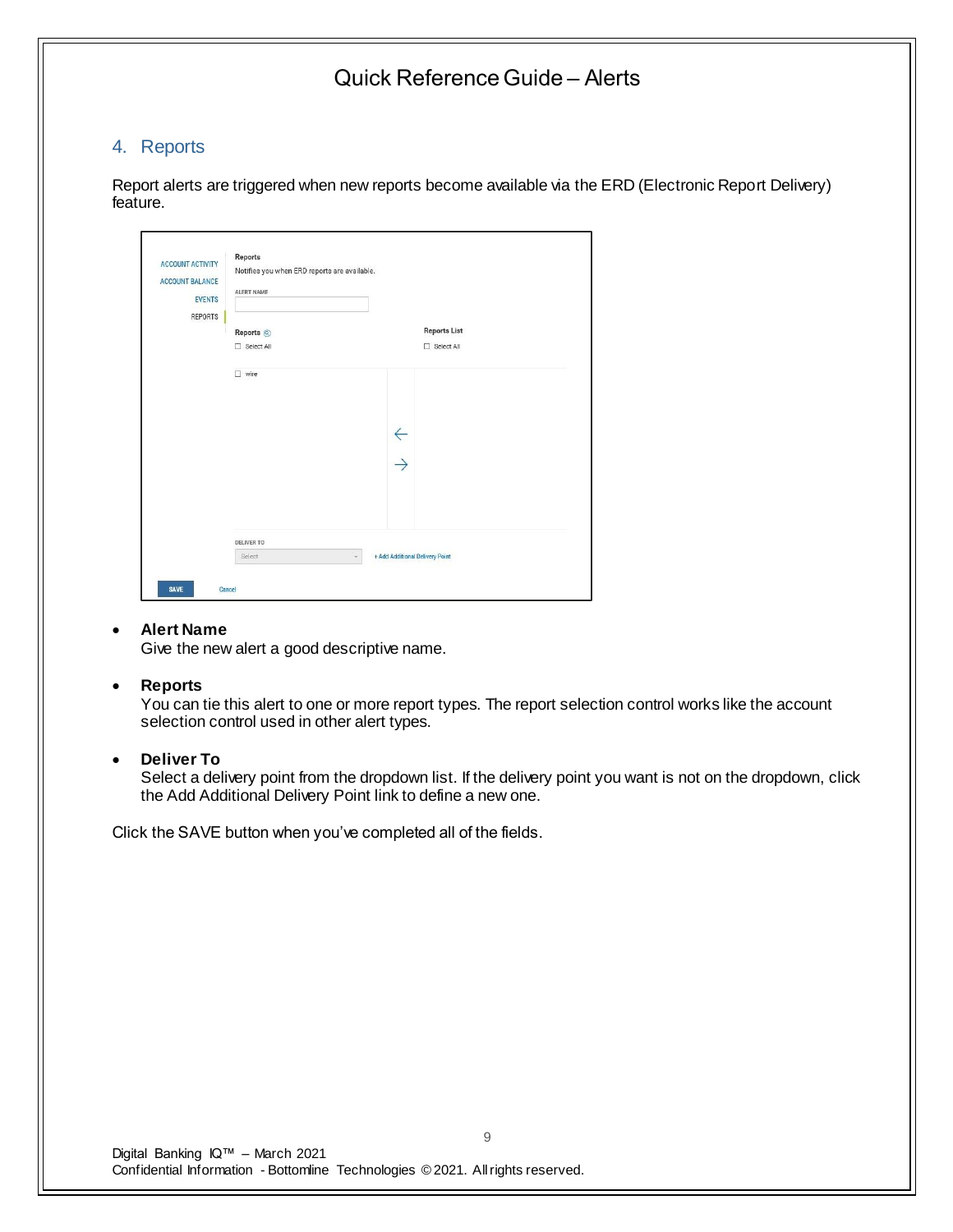## 4. Reports

Report alerts are triggered when new reports become available via the ERD (Electronic Report Delivery) feature.

- **Alert Name**
  Give the new alert a good descriptive name.

- **Reports**
  You can tie this alert to one or more report types. The report selection control works like the account selection control used in other alert types.

- **Deliver To**
  Select a delivery point from the dropdown list. If the delivery point you want is not on the dropdown, click the Add Additional Delivery Point link to define a new one.

Click the SAVE button when you've completed all of the fields.